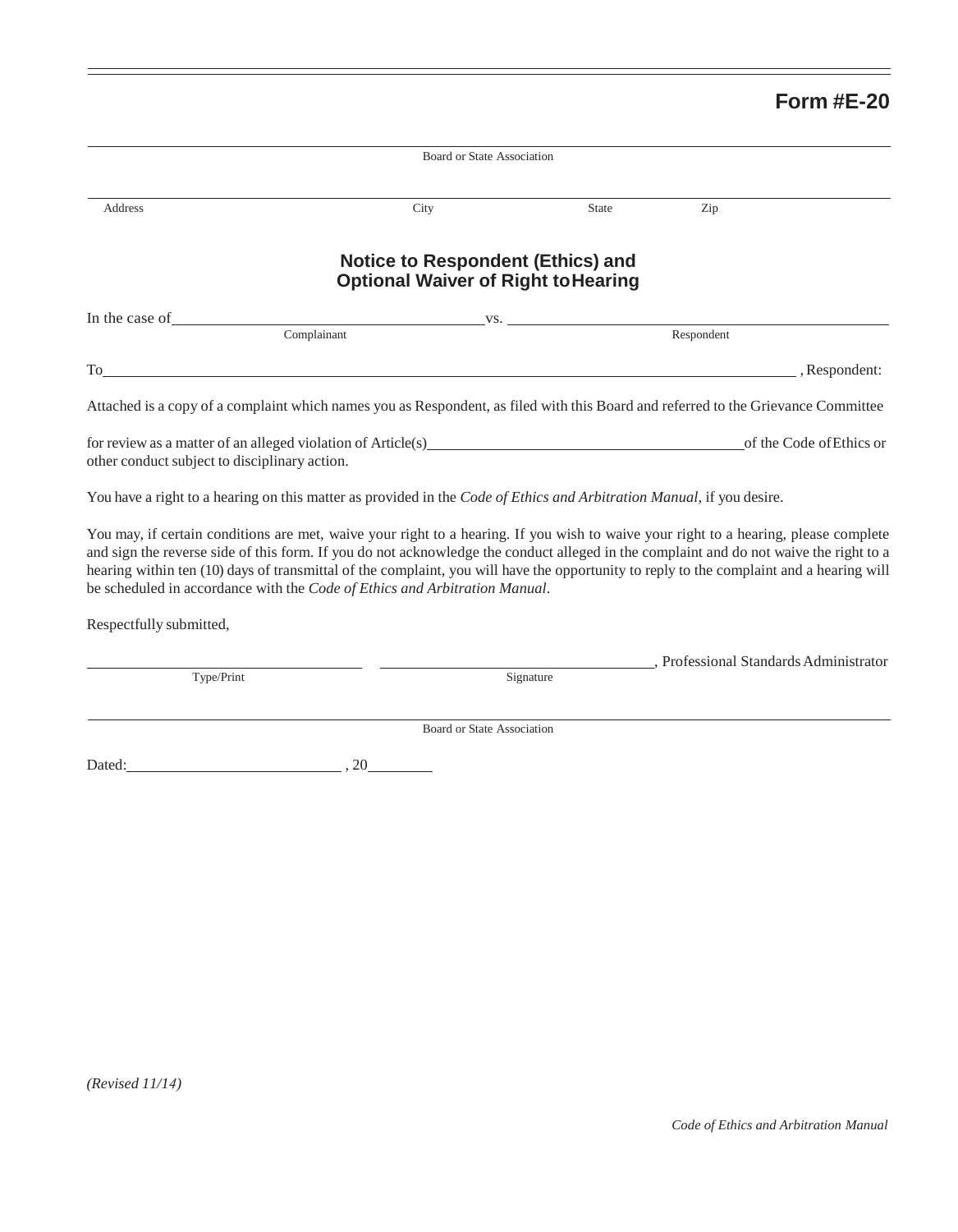**Form #E-20**

______________________________________________________________________
Board or State Association

______________________________________________________________________
Address City State Zip

## Notice to Respondent (Ethics) and Optional Waiver of Right to Hearing

In the case of ______________________________ vs. ______________________________
Complainant Respondent

To ____________________________________________________________, Respondent:

Attached is a copy of a complaint which names you as Respondent, as filed with this Board and referred to the Grievance Committee

for review as a matter of an alleged violation of Article(s) ______________________________ of the Code of Ethics or other conduct subject to disciplinary action.

You have a right to a hearing on this matter as provided in the *Code of Ethics and Arbitration Manual*, if you desire.

You may, if certain conditions are met, waive your right to a hearing. If you wish to waive your right to a hearing, please complete and sign the reverse side of this form. If you do not acknowledge the conduct alleged in the complaint and do not waive the right to a hearing within ten (10) days of transmittal of the complaint, you will have the opportunity to reply to the complaint and a hearing will be scheduled in accordance with the *Code of Ethics and Arbitration Manual*.

Respectfully submitted,

______________________ ______________________, Professional Standards Administrator
Type/Print Signature

______________________________________________________________________
Board or State Association

Dated: ______________________, 20______

*(Revised 11/14)*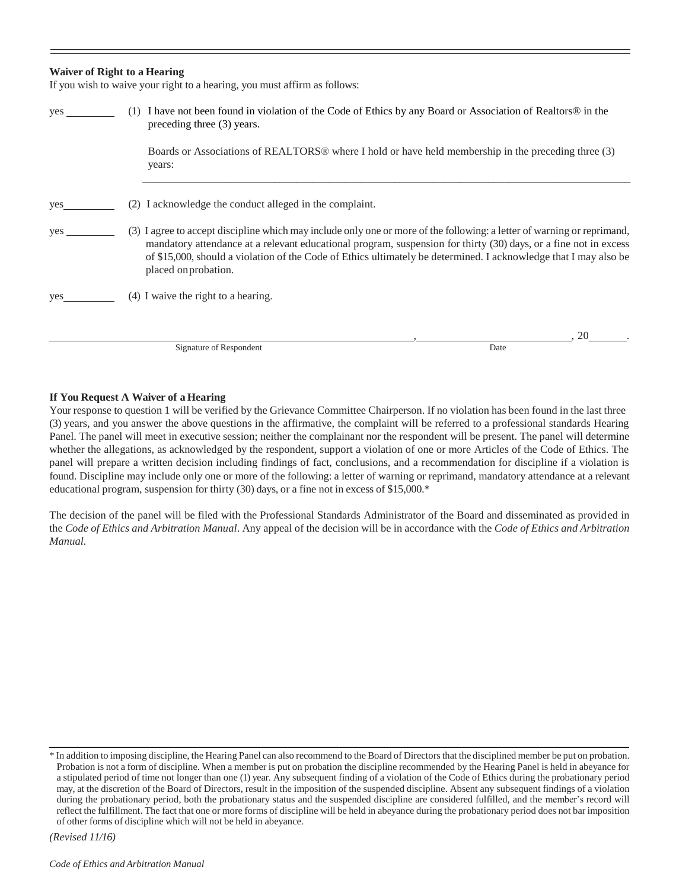**Waiver of Right to a Hearing**

If you wish to waive your right to a hearing, you must affirm as follows:

yes \_\_\_\_\_\_\_\_\_ (1) I have not been found in violation of the Code of Ethics by any Board or Association of Realtors® in the preceding three (3) years.

Boards or Associations of REALTORS® where I hold or have held membership in the preceding three (3) years:

\_\_\_\_\_\_\_\_\_\_\_\_\_\_\_\_\_\_\_\_\_\_\_\_\_\_\_\_\_\_\_\_\_\_\_\_\_\_\_\_\_\_\_\_\_\_\_\_\_\_\_\_\_\_\_\_\_\_\_\_

yes \_\_\_\_\_\_\_\_\_ (2) I acknowledge the conduct alleged in the complaint.

yes \_\_\_\_\_\_\_\_\_ (3) I agree to accept discipline which may include only one or more of the following: a letter of warning or reprimand, mandatory attendance at a relevant educational program, suspension for thirty (30) days, or a fine not in excess of $15,000, should a violation of the Code of Ethics ultimately be determined. I acknowledge that I may also be placed on probation.

yes \_\_\_\_\_\_\_\_\_ (4) I waive the right to a hearing.

\_\_\_\_\_\_\_\_\_\_\_\_\_\_\_\_\_\_\_\_\_\_\_\_\_\_\_\_\_\_\_\_\_\_\_\_\_\_\_\_, \_\_\_\_\_\_\_\_\_\_\_\_\_\_\_\_\_\_\_\_, 20\_\_\_\_\_\_.

Signature of Respondent　　　　　　　　　　Date

**If You Request A Waiver of a Hearing**

Your response to question 1 will be verified by the Grievance Committee Chairperson. If no violation has been found in the last three (3) years, and you answer the above questions in the affirmative, the complaint will be referred to a professional standards Hearing Panel. The panel will meet in executive session; neither the complainant nor the respondent will be present. The panel will determine whether the allegations, as acknowledged by the respondent, support a violation of one or more Articles of the Code of Ethics. The panel will prepare a written decision including findings of fact, conclusions, and a recommendation for discipline if a violation is found. Discipline may include only one or more of the following: a letter of warning or reprimand, mandatory attendance at a relevant educational program, suspension for thirty (30) days, or a fine not in excess of $15,000.*

The decision of the panel will be filed with the Professional Standards Administrator of the Board and disseminated as provided in the *Code of Ethics and Arbitration Manual*. Any appeal of the decision will be in accordance with the *Code of Ethics and Arbitration Manual.*

---

\* In addition to imposing discipline, the Hearing Panel can also recommend to the Board of Directors that the disciplined member be put on probation. Probation is not a form of discipline. When a member is put on probation the discipline recommended by the Hearing Panel is held in abeyance for a stipulated period of time not longer than one (1) year. Any subsequent finding of a violation of the Code of Ethics during the probationary period may, at the discretion of the Board of Directors, result in the imposition of the suspended discipline. Absent any subsequent findings of a violation during the probationary period, both the probationary status and the suspended discipline are considered fulfilled, and the member's record will reflect the fulfillment. The fact that one or more forms of discipline will be held in abeyance during the probationary period does not bar imposition of other forms of discipline which will not be held in abeyance.

*(Revised 11/16)*